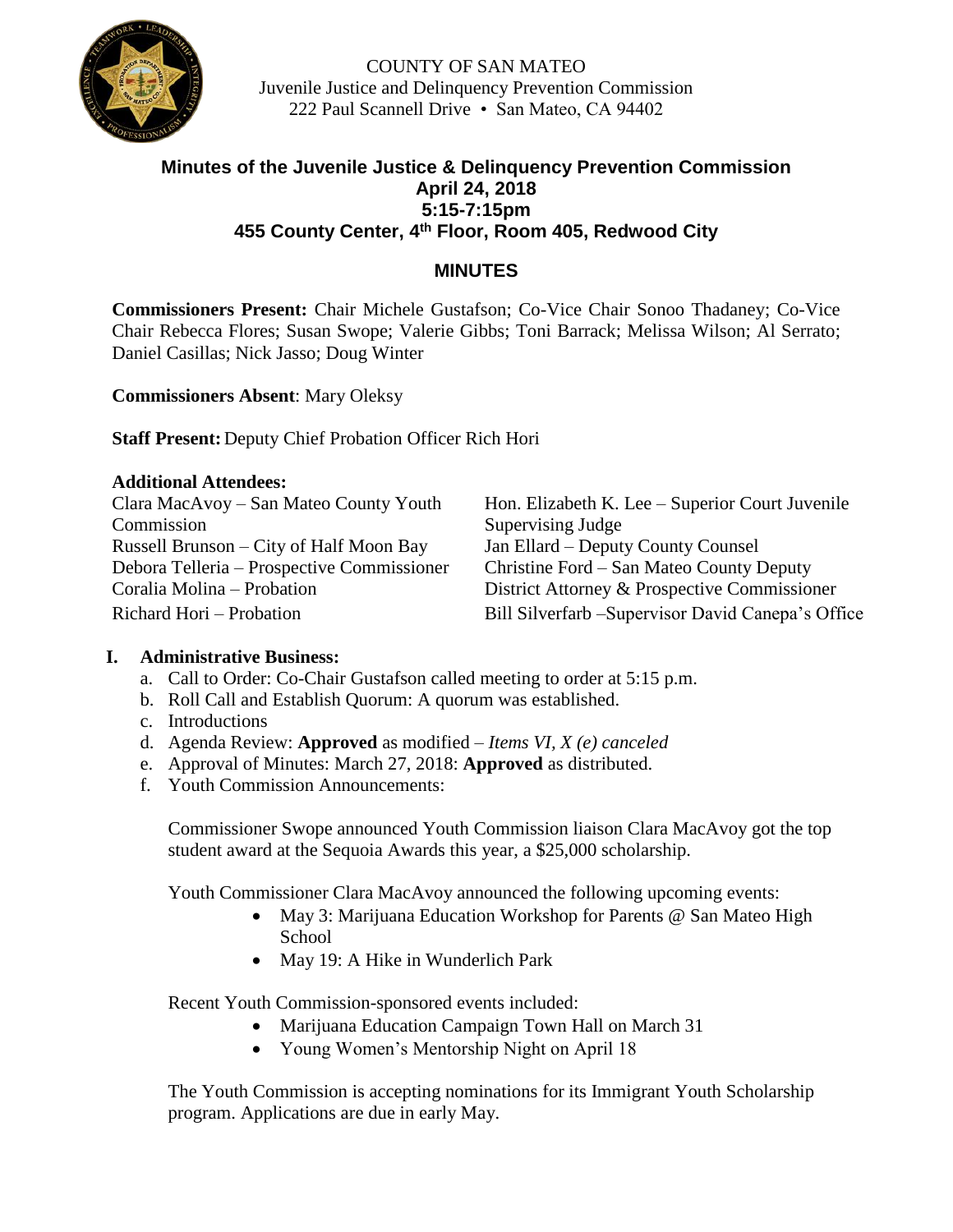COUNTY OF SAN MATEO
Juvenile Justice and Delinquency Prevention Commission
222 Paul Scannell Drive • San Mateo, CA 94402

# Minutes of the Juvenile Justice & Delinquency Prevention Commission
## April 24, 2018
## 5:15-7:15pm
## 455 County Center, 4th Floor, Room 405, Redwood City

## MINUTES

**Commissioners Present:** Chair Michele Gustafson; Co-Vice Chair Sonoo Thadaney; Co-Vice Chair Rebecca Flores; Susan Swope; Valerie Gibbs; Toni Barrack; Melissa Wilson; Al Serrato; Daniel Casillas; Nick Jasso; Doug Winter

**Commissioners Absent**: Mary Oleksy

**Staff Present:** Deputy Chief Probation Officer Rich Hori

**Additional Attendees:**

Clara MacAvoy – San Mateo County Youth Commission
Russell Brunson – City of Half Moon Bay
Debora Telleria – Prospective Commissioner
Coralia Molina – Probation
Richard Hori – Probation
Hon. Elizabeth K. Lee – Superior Court Juvenile Supervising Judge
Jan Ellard – Deputy County Counsel
Christine Ford – San Mateo County Deputy District Attorney & Prospective Commissioner
Bill Silverfarb –Supervisor David Canepa's Office

**I. Administrative Business:**

a. Call to Order: Co-Chair Gustafson called meeting to order at 5:15 p.m.
b. Roll Call and Establish Quorum: A quorum was established.
c. Introductions
d. Agenda Review: **Approved** as modified – *Items VI, X (e) canceled*
e. Approval of Minutes: March 27, 2018: **Approved** as distributed.
f. Youth Commission Announcements:

Commissioner Swope announced Youth Commission liaison Clara MacAvoy got the top student award at the Sequoia Awards this year, a $25,000 scholarship.

Youth Commissioner Clara MacAvoy announced the following upcoming events:

- May 3: Marijuana Education Workshop for Parents @ San Mateo High School
- May 19: A Hike in Wunderlich Park

Recent Youth Commission-sponsored events included:

- Marijuana Education Campaign Town Hall on March 31
- Young Women's Mentorship Night on April 18

The Youth Commission is accepting nominations for its Immigrant Youth Scholarship program. Applications are due in early May.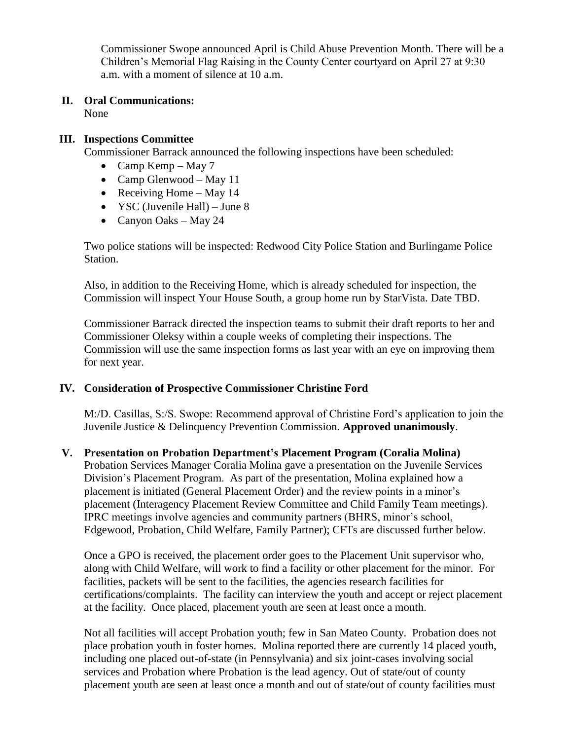Commissioner Swope announced April is Child Abuse Prevention Month. There will be a Children's Memorial Flag Raising in the County Center courtyard on April 27 at 9:30 a.m. with a moment of silence at 10 a.m.

## II. Oral Communications:

None

## III. Inspections Committee

Commissioner Barrack announced the following inspections have been scheduled:

- Camp Kemp – May 7
- Camp Glenwood – May 11
- Receiving Home – May 14
- YSC (Juvenile Hall) – June 8
- Canyon Oaks – May 24

Two police stations will be inspected: Redwood City Police Station and Burlingame Police Station.

Also, in addition to the Receiving Home, which is already scheduled for inspection, the Commission will inspect Your House South, a group home run by StarVista. Date TBD.

Commissioner Barrack directed the inspection teams to submit their draft reports to her and Commissioner Oleksy within a couple weeks of completing their inspections. The Commission will use the same inspection forms as last year with an eye on improving them for next year.

## IV. Consideration of Prospective Commissioner Christine Ford

M:/D. Casillas, S:/S. Swope: Recommend approval of Christine Ford's application to join the Juvenile Justice & Delinquency Prevention Commission. **Approved unanimously**.

## V. Presentation on Probation Department's Placement Program (Coralia Molina)

Probation Services Manager Coralia Molina gave a presentation on the Juvenile Services Division's Placement Program. As part of the presentation, Molina explained how a placement is initiated (General Placement Order) and the review points in a minor's placement (Interagency Placement Review Committee and Child Family Team meetings). IPRC meetings involve agencies and community partners (BHRS, minor's school, Edgewood, Probation, Child Welfare, Family Partner); CFTs are discussed further below.

Once a GPO is received, the placement order goes to the Placement Unit supervisor who, along with Child Welfare, will work to find a facility or other placement for the minor. For facilities, packets will be sent to the facilities, the agencies research facilities for certifications/complaints. The facility can interview the youth and accept or reject placement at the facility. Once placed, placement youth are seen at least once a month.

Not all facilities will accept Probation youth; few in San Mateo County. Probation does not place probation youth in foster homes. Molina reported there are currently 14 placed youth, including one placed out-of-state (in Pennsylvania) and six joint-cases involving social services and Probation where Probation is the lead agency. Out of state/out of county placement youth are seen at least once a month and out of state/out of county facilities must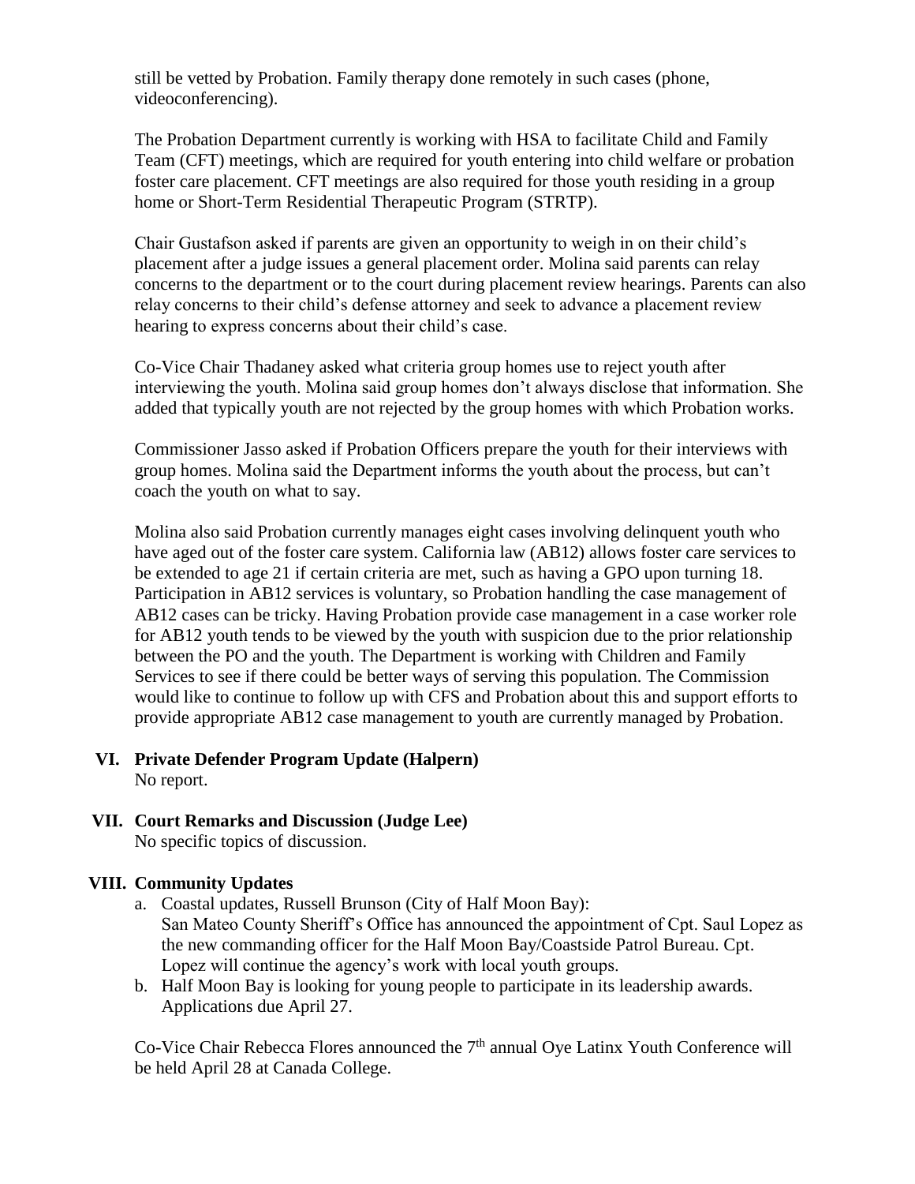still be vetted by Probation. Family therapy done remotely in such cases (phone, videoconferencing).

The Probation Department currently is working with HSA to facilitate Child and Family Team (CFT) meetings, which are required for youth entering into child welfare or probation foster care placement. CFT meetings are also required for those youth residing in a group home or Short-Term Residential Therapeutic Program (STRTP).

Chair Gustafson asked if parents are given an opportunity to weigh in on their child's placement after a judge issues a general placement order. Molina said parents can relay concerns to the department or to the court during placement review hearings. Parents can also relay concerns to their child's defense attorney and seek to advance a placement review hearing to express concerns about their child's case.

Co-Vice Chair Thadaney asked what criteria group homes use to reject youth after interviewing the youth. Molina said group homes don't always disclose that information. She added that typically youth are not rejected by the group homes with which Probation works.

Commissioner Jasso asked if Probation Officers prepare the youth for their interviews with group homes. Molina said the Department informs the youth about the process, but can't coach the youth on what to say.

Molina also said Probation currently manages eight cases involving delinquent youth who have aged out of the foster care system. California law (AB12) allows foster care services to be extended to age 21 if certain criteria are met, such as having a GPO upon turning 18. Participation in AB12 services is voluntary, so Probation handling the case management of AB12 cases can be tricky. Having Probation provide case management in a case worker role for AB12 youth tends to be viewed by the youth with suspicion due to the prior relationship between the PO and the youth. The Department is working with Children and Family Services to see if there could be better ways of serving this population. The Commission would like to continue to follow up with CFS and Probation about this and support efforts to provide appropriate AB12 case management to youth are currently managed by Probation.

## VI. Private Defender Program Update (Halpern)

No report.

## VII. Court Remarks and Discussion (Judge Lee)

No specific topics of discussion.

## VIII. Community Updates

a. Coastal updates, Russell Brunson (City of Half Moon Bay): San Mateo County Sheriff's Office has announced the appointment of Cpt. Saul Lopez as the new commanding officer for the Half Moon Bay/Coastside Patrol Bureau. Cpt. Lopez will continue the agency's work with local youth groups.
b. Half Moon Bay is looking for young people to participate in its leadership awards. Applications due April 27.

Co-Vice Chair Rebecca Flores announced the 7th annual Oye Latinx Youth Conference will be held April 28 at Canada College.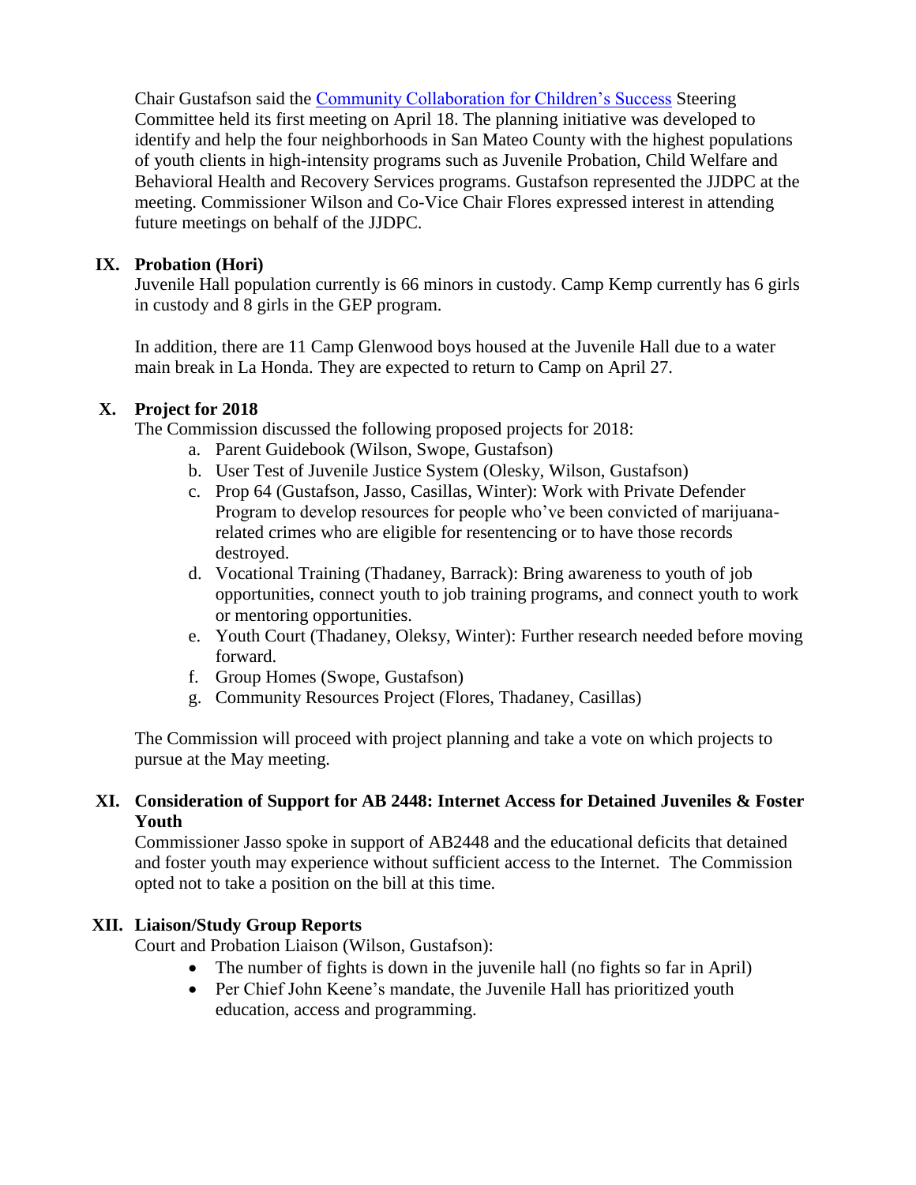Chair Gustafson said the [Community Collaboration for Children's Success] Steering Committee held its first meeting on April 18. The planning initiative was developed to identify and help the four neighborhoods in San Mateo County with the highest populations of youth clients in high-intensity programs such as Juvenile Probation, Child Welfare and Behavioral Health and Recovery Services programs. Gustafson represented the JJDPC at the meeting. Commissioner Wilson and Co-Vice Chair Flores expressed interest in attending future meetings on behalf of the JJDPC.

## IX. Probation (Hori)

Juvenile Hall population currently is 66 minors in custody. Camp Kemp currently has 6 girls in custody and 8 girls in the GEP program.

In addition, there are 11 Camp Glenwood boys housed at the Juvenile Hall due to a water main break in La Honda. They are expected to return to Camp on April 27.

## X. Project for 2018

The Commission discussed the following proposed projects for 2018:

a. Parent Guidebook (Wilson, Swope, Gustafson)
b. User Test of Juvenile Justice System (Olesky, Wilson, Gustafson)
c. Prop 64 (Gustafson, Jasso, Casillas, Winter): Work with Private Defender Program to develop resources for people who've been convicted of marijuana-related crimes who are eligible for resentencing or to have those records destroyed.
d. Vocational Training (Thadaney, Barrack): Bring awareness to youth of job opportunities, connect youth to job training programs, and connect youth to work or mentoring opportunities.
e. Youth Court (Thadaney, Oleksy, Winter): Further research needed before moving forward.
f. Group Homes (Swope, Gustafson)
g. Community Resources Project (Flores, Thadaney, Casillas)

The Commission will proceed with project planning and take a vote on which projects to pursue at the May meeting.

## XI. Consideration of Support for AB 2448: Internet Access for Detained Juveniles & Foster Youth

Commissioner Jasso spoke in support of AB2448 and the educational deficits that detained and foster youth may experience without sufficient access to the Internet. The Commission opted not to take a position on the bill at this time.

## XII. Liaison/Study Group Reports

Court and Probation Liaison (Wilson, Gustafson):

- The number of fights is down in the juvenile hall (no fights so far in April)
- Per Chief John Keene's mandate, the Juvenile Hall has prioritized youth education, access and programming.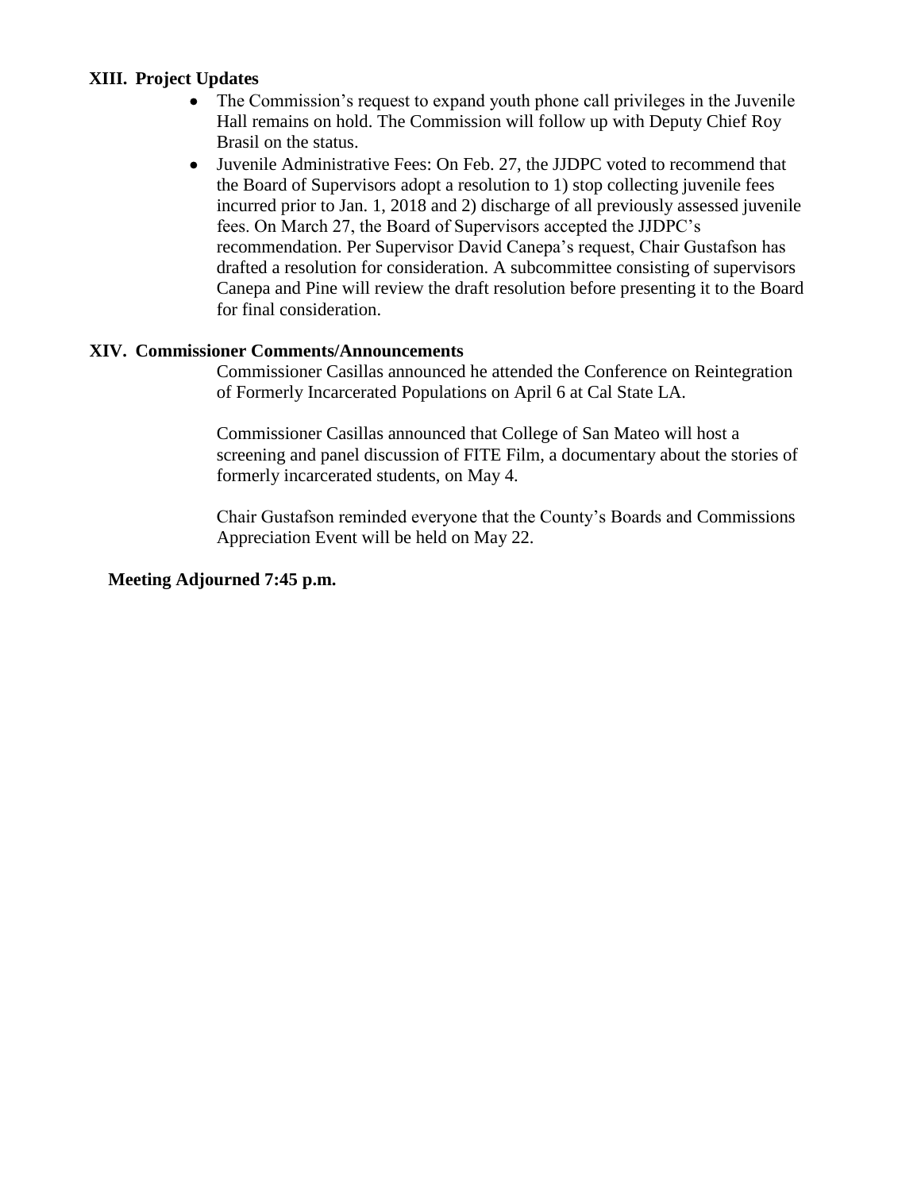## XIII. Project Updates

- The Commission's request to expand youth phone call privileges in the Juvenile Hall remains on hold. The Commission will follow up with Deputy Chief Roy Brasil on the status.
- Juvenile Administrative Fees: On Feb. 27, the JJDPC voted to recommend that the Board of Supervisors adopt a resolution to 1) stop collecting juvenile fees incurred prior to Jan. 1, 2018 and 2) discharge of all previously assessed juvenile fees. On March 27, the Board of Supervisors accepted the JJDPC's recommendation. Per Supervisor David Canepa's request, Chair Gustafson has drafted a resolution for consideration. A subcommittee consisting of supervisors Canepa and Pine will review the draft resolution before presenting it to the Board for final consideration.

## XIV. Commissioner Comments/Announcements

Commissioner Casillas announced he attended the Conference on Reintegration of Formerly Incarcerated Populations on April 6 at Cal State LA.

Commissioner Casillas announced that College of San Mateo will host a screening and panel discussion of FITE Film, a documentary about the stories of formerly incarcerated students, on May 4.

Chair Gustafson reminded everyone that the County's Boards and Commissions Appreciation Event will be held on May 22.

**Meeting Adjourned 7:45 p.m.**